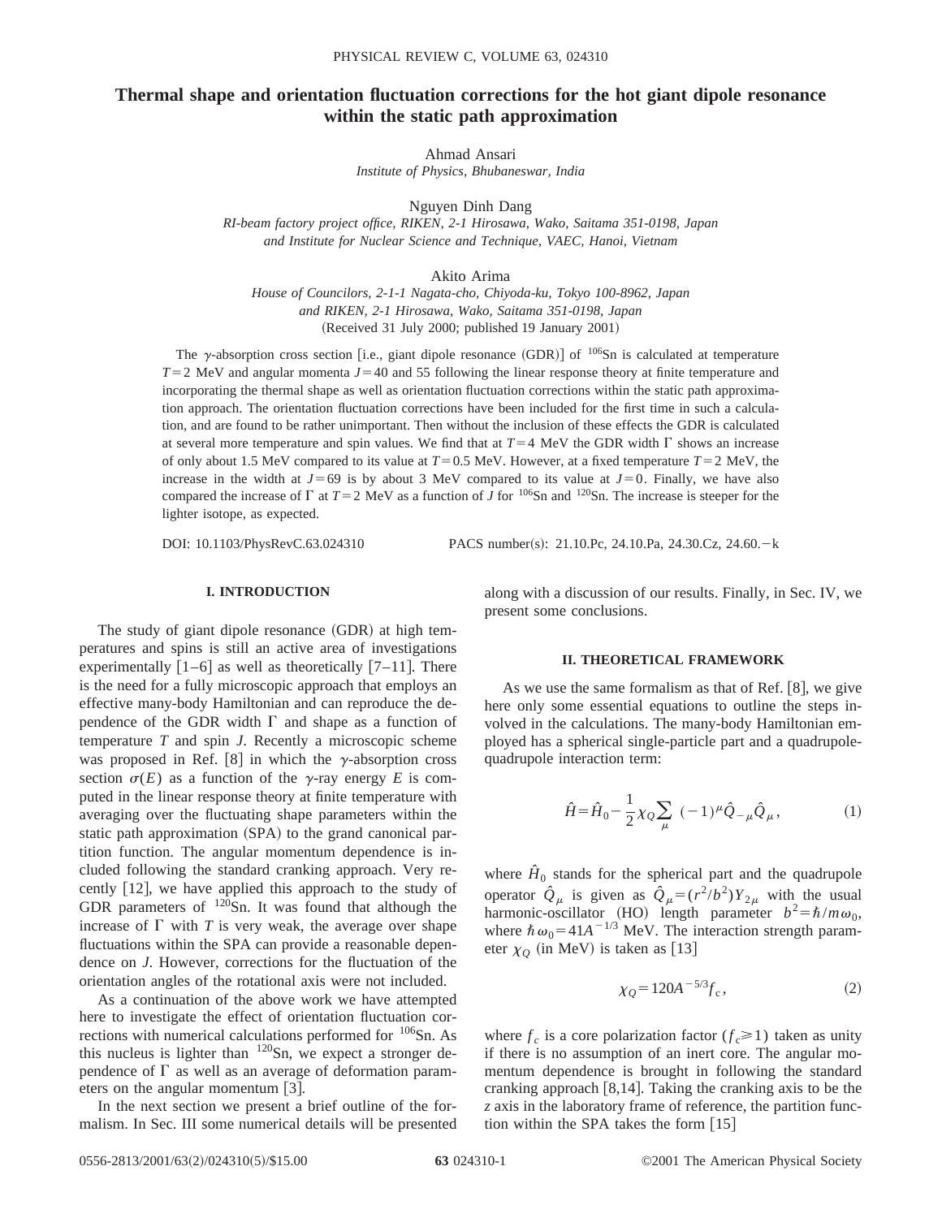# Thermal shape and orientation fluctuation corrections for the hot giant dipole resonance within the static path approximation

Ahmad Ansari
*Institute of Physics, Bhubaneswar, India*

Nguyen Dinh Dang
*RI-beam factory project office, RIKEN, 2-1 Hirosawa, Wako, Saitama 351-0198, Japan and Institute for Nuclear Science and Technique, VAEC, Hanoi, Vietnam*

Akito Arima
*House of Councilors, 2-1-1 Nagata-cho, Chiyoda-ku, Tokyo 100-8962, Japan and RIKEN, 2-1 Hirosawa, Wako, Saitama 351-0198, Japan*
(Received 31 July 2000; published 19 January 2001)

The $\gamma$-absorption cross section [i.e., giant dipole resonance (GDR)] of $^{106}$Sn is calculated at temperature $T=2$ MeV and angular momenta $J=40$ and 55 following the linear response theory at finite temperature and incorporating the thermal shape as well as orientation fluctuation corrections within the static path approximation approach. The orientation fluctuation corrections have been included for the first time in such a calculation, and are found to be rather unimportant. Then without the inclusion of these effects the GDR is calculated at several more temperature and spin values. We find that at $T=4$ MeV the GDR width $\Gamma$ shows an increase of only about 1.5 MeV compared to its value at $T=0.5$ MeV. However, at a fixed temperature $T=2$ MeV, the increase in the width at $J=69$ is by about 3 MeV compared to its value at $J=0$. Finally, we have also compared the increase of $\Gamma$ at $T=2$ MeV as a function of $J$ for $^{106}$Sn and $^{120}$Sn. The increase is steeper for the lighter isotope, as expected.

DOI: 10.1103/PhysRevC.63.024310 PACS number(s): 21.10.Pc, 24.10.Pa, 24.30.Cz, 24.60.−k

## I. INTRODUCTION

The study of giant dipole resonance (GDR) at high temperatures and spins is still an active area of investigations experimentally [1–6] as well as theoretically [7–11]. There is the need for a fully microscopic approach that employs an effective many-body Hamiltonian and can reproduce the dependence of the GDR width $\Gamma$ and shape as a function of temperature $T$ and spin $J$. Recently a microscopic scheme was proposed in Ref. [8] in which the $\gamma$-absorption cross section $\sigma(E)$ as a function of the $\gamma$-ray energy $E$ is computed in the linear response theory at finite temperature with averaging over the fluctuating shape parameters within the static path approximation (SPA) to the grand canonical partition function. The angular momentum dependence is included following the standard cranking approach. Very recently [12], we have applied this approach to the study of GDR parameters of $^{120}$Sn. It was found that although the increase of $\Gamma$ with $T$ is very weak, the average over shape fluctuations within the SPA can provide a reasonable dependence on $J$. However, corrections for the fluctuation of the orientation angles of the rotational axis were not included.

As a continuation of the above work we have attempted here to investigate the effect of orientation fluctuation corrections with numerical calculations performed for $^{106}$Sn. As this nucleus is lighter than $^{120}$Sn, we expect a stronger dependence of $\Gamma$ as well as an average of deformation parameters on the angular momentum [3].

In the next section we present a brief outline of the formalism. In Sec. III some numerical details will be presented along with a discussion of our results. Finally, in Sec. IV, we present some conclusions.

## II. THEORETICAL FRAMEWORK

As we use the same formalism as that of Ref. [8], we give here only some essential equations to outline the steps involved in the calculations. The many-body Hamiltonian employed has a spherical single-particle part and a quadrupole-quadrupole interaction term:

$$\hat{H}=\hat{H}_0-\frac{1}{2}\chi_Q\sum_{\mu}(-1)^{\mu}\hat{Q}_{-\mu}\hat{Q}_{\mu}, \tag{1}$$

where $\hat{H}_0$ stands for the spherical part and the quadrupole operator $\hat{Q}_{\mu}$ is given as $\hat{Q}_{\mu}=(r^2/b^2)Y_{2\mu}$ with the usual harmonic-oscillator (HO) length parameter $b^2=\hbar/m\omega_0$, where $\hbar\omega_0=41A^{-1/3}$ MeV. The interaction strength parameter $\chi_Q$ (in MeV) is taken as [13]

$$\chi_Q=120A^{-5/3}f_c, \tag{2}$$

where $f_c$ is a core polarization factor ($f_c\geqslant 1$) taken as unity if there is no assumption of an inert core. The angular momentum dependence is brought in following the standard cranking approach [8,14]. Taking the cranking axis to be the $z$ axis in the laboratory frame of reference, the partition function within the SPA takes the form [15]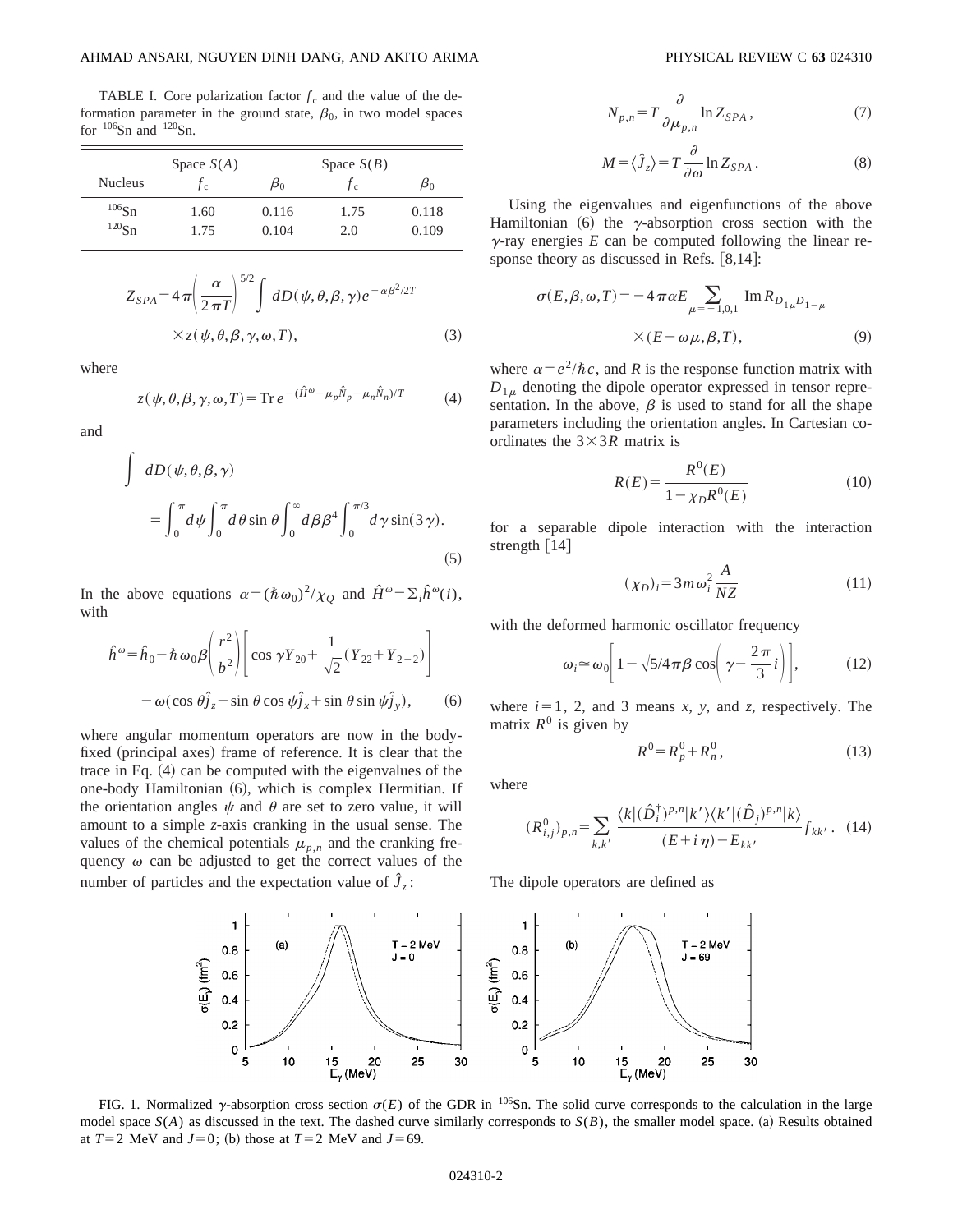TABLE I. Core polarization factor $f_c$ and the value of the deformation parameter in the ground state, $\beta_0$, in two model spaces for $^{106}$Sn and $^{120}$Sn.

| | Space $S(A)$ | | Space $S(B)$ | |
|---|---|---|---|---|
| Nucleus | $f_c$ | $\beta_0$ | $f_c$ | $\beta_0$ |
| $^{106}$Sn | 1.60 | 0.116 | 1.75 | 0.118 |
| $^{120}$Sn | 1.75 | 0.104 | 2.0 | 0.109 |

$$Z_{SPA}=4\pi\left(\frac{\alpha}{2\pi T}\right)^{5/2}\int dD(\psi,\theta,\beta,\gamma)e^{-\alpha\beta^2/2T}\times z(\psi,\theta,\beta,\gamma,\omega,T), \tag{3}$$

where

$$z(\psi,\theta,\beta,\gamma,\omega,T)=\mathrm{Tr}\,e^{-(\hat{H}^{\omega}-\mu_p\hat{N}_p-\mu_n\hat{N}_n)/T} \tag{4}$$

and

$$\int dD(\psi,\theta,\beta,\gamma)=\int_0^{\pi}d\psi\int_0^{\pi}d\theta\sin\theta\int_0^{\infty}d\beta\beta^4\int_0^{\pi/3}d\gamma\sin(3\gamma). \tag{5}$$

In the above equations $\alpha=(\hbar\omega_0)^2/\chi_Q$ and $\hat{H}^{\omega}=\Sigma_i\hat{h}^{\omega}(i)$, with

$$\hat{h}^{\omega}=\hat{h}_0-\hbar\omega_0\beta\left(\frac{r^2}{b^2}\right)\left[\cos\gamma Y_{20}+\frac{1}{\sqrt{2}}(Y_{22}+Y_{2-2})\right]-\omega(\cos\theta\hat{j}_z-\sin\theta\cos\psi\hat{j}_x+\sin\theta\sin\psi\hat{j}_y), \tag{6}$$

where angular momentum operators are now in the body-fixed (principal axes) frame of reference. It is clear that the trace in Eq. (4) can be computed with the eigenvalues of the one-body Hamiltonian (6), which is complex Hermitian. If the orientation angles $\psi$ and $\theta$ are set to zero value, it will amount to a simple $z$-axis cranking in the usual sense. The values of the chemical potentials $\mu_{p,n}$ and the cranking frequency $\omega$ can be adjusted to get the correct values of the number of particles and the expectation value of $\hat{J}_z$:

$$N_{p,n}=T\frac{\partial}{\partial\mu_{p,n}}\ln Z_{SPA}, \tag{7}$$

$$M=\langle\hat{J}_z\rangle=T\frac{\partial}{\partial\omega}\ln Z_{SPA}. \tag{8}$$

Using the eigenvalues and eigenfunctions of the above Hamiltonian (6) the $\gamma$-absorption cross section with the $\gamma$-ray energies $E$ can be computed following the linear response theory as discussed in Refs. [8,14]:

$$\sigma(E,\beta,\omega,T)=-4\pi\alpha E\sum_{\mu=-1,0,1}\mathrm{Im}\,R_{D_{1\mu}D_{1-\mu}}\times(E-\omega\mu,\beta,T), \tag{9}$$

where $\alpha=e^2/\hbar c$, and $R$ is the response function matrix with $D_{1\mu}$ denoting the dipole operator expressed in tensor representation. In the above, $\beta$ is used to stand for all the shape parameters including the orientation angles. In Cartesian coordinates the $3\times3R$ matrix is

$$R(E)=\frac{R^0(E)}{1-\chi_D R^0(E)} \tag{10}$$

for a separable dipole interaction with the interaction strength [14]

$$(\chi_D)_i=3m\omega_i^2\frac{A}{NZ} \tag{11}$$

with the deformed harmonic oscillator frequency

$$\omega_i\simeq\omega_0\left[1-\sqrt{5/4\pi}\beta\cos\left(\gamma-\frac{2\pi}{3}i\right)\right], \tag{12}$$

where $i=1$, 2, and 3 means $x$, $y$, and $z$, respectively. The matrix $R^0$ is given by

$$R^0=R_p^0+R_n^0, \tag{13}$$

where

$$(R_{i,j}^0)_{p,n}=\sum_{k,k'}\frac{\langle k|(\hat{D}_i^{\dagger})^{p,n}|k'\rangle\langle k'|(\hat{D}_j)^{p,n}|k\rangle}{(E+i\eta)-E_{kk'}}f_{kk'}. \tag{14}$$

The dipole operators are defined as

FIG. 1. Normalized $\gamma$-absorption cross section $\sigma(E)$ of the GDR in $^{106}$Sn. The solid curve corresponds to the calculation in the large model space $S(A)$ as discussed in the text. The dashed curve similarly corresponds to $S(B)$, the smaller model space. (a) Results obtained at $T=2$ MeV and $J=0$; (b) those at $T=2$ MeV and $J=69$.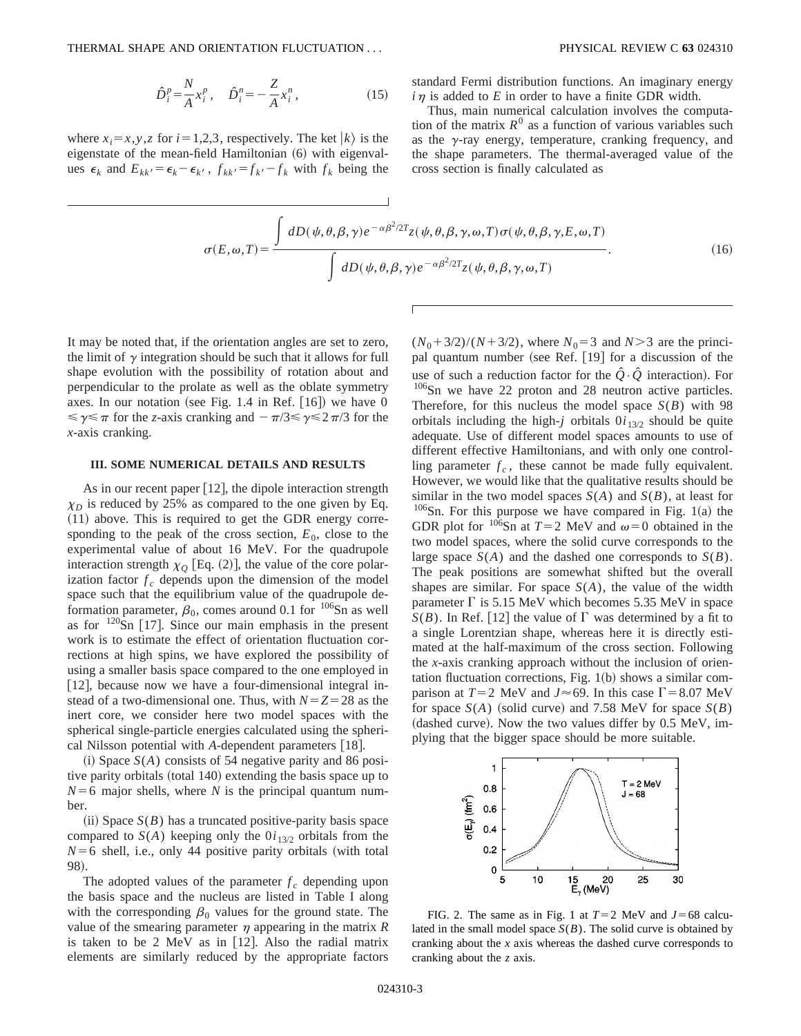$$\hat{D}_i^p = \frac{N}{A} x_i^p, \quad \hat{D}_i^n = -\frac{Z}{A} x_i^n, \tag{15}$$

where $x_i = x,y,z$ for $i = 1,2,3$, respectively. The ket $|k\rangle$ is the eigenstate of the mean-field Hamiltonian (6) with eigenvalues $\epsilon_k$ and $E_{kk'} = \epsilon_k - \epsilon_{k'}$, $f_{kk'} = f_{k'} - f_k$ with $f_k$ being the standard Fermi distribution functions. An imaginary energy $i\eta$ is added to $E$ in order to have a finite GDR width.

Thus, main numerical calculation involves the computation of the matrix $R^0$ as a function of various variables such as the $\gamma$-ray energy, temperature, cranking frequency, and the shape parameters. The thermal-averaged value of the cross section is finally calculated as

$$\sigma(E,\omega,T) = \frac{\int dD(\psi,\theta,\beta,\gamma) e^{-\alpha\beta^2/2T} z(\psi,\theta,\beta,\gamma,\omega,T)\sigma(\psi,\theta,\beta,\gamma,E,\omega,T)}{\int dD(\psi,\theta,\beta,\gamma) e^{-\alpha\beta^2/2T} z(\psi,\theta,\beta,\gamma,\omega,T)}. \tag{16}$$

It may be noted that, if the orientation angles are set to zero, the limit of $\gamma$ integration should be such that it allows for full shape evolution with the possibility of rotation about and perpendicular to the prolate as well as the oblate symmetry axes. In our notation (see Fig. 1.4 in Ref. [16]) we have $0 \leq \gamma \leq \pi$ for the $z$-axis cranking and $-\pi/3 \leq \gamma \leq 2\pi/3$ for the $x$-axis cranking.

## III. SOME NUMERICAL DETAILS AND RESULTS

As in our recent paper [12], the dipole interaction strength $\chi_D$ is reduced by 25% as compared to the one given by Eq. (11) above. This is required to get the GDR energy corresponding to the peak of the cross section, $E_0$, close to the experimental value of about 16 MeV. For the quadrupole interaction strength $\chi_Q$ [Eq. (2)], the value of the core polarization factor $f_c$ depends upon the dimension of the model space such that the equilibrium value of the quadrupole deformation parameter, $\beta_0$, comes around 0.1 for $^{106}$Sn as well as for $^{120}$Sn [17]. Since our main emphasis in the present work is to estimate the effect of orientation fluctuation corrections at high spins, we have explored the possibility of using a smaller basis space compared to the one employed in [12], because now we have a four-dimensional integral instead of a two-dimensional one. Thus, with $N = Z = 28$ as the inert core, we consider here two model spaces with the spherical single-particle energies calculated using the spherical Nilsson potential with $A$-dependent parameters [18].

(i) Space $S(A)$ consists of 54 negative parity and 86 positive parity orbitals (total 140) extending the basis space up to $N = 6$ major shells, where $N$ is the principal quantum number.

(ii) Space $S(B)$ has a truncated positive-parity basis space compared to $S(A)$ keeping only the $0i_{13/2}$ orbitals from the $N = 6$ shell, i.e., only 44 positive parity orbitals (with total 98).

The adopted values of the parameter $f_c$ depending upon the basis space and the nucleus are listed in Table I along with the corresponding $\beta_0$ values for the ground state. The value of the smearing parameter $\eta$ appearing in the matrix $R$ is taken to be 2 MeV as in [12]. Also the radial matrix elements are similarly reduced by the appropriate factors $(N_0 + 3/2)/(N + 3/2)$, where $N_0 = 3$ and $N > 3$ are the principal quantum number (see Ref. [19] for a discussion of the use of such a reduction factor for the $\hat{Q}\cdot\hat{Q}$ interaction). For $^{106}$Sn we have 22 proton and 28 neutron active particles. Therefore, for this nucleus the model space $S(B)$ with 98 orbitals including the high-$j$ orbitals $0i_{13/2}$ should be quite adequate. Use of different model spaces amounts to use of different effective Hamiltonians, and with only one controlling parameter $f_c$, these cannot be made fully equivalent. However, we would like that the qualitative results should be similar in the two model spaces $S(A)$ and $S(B)$, at least for $^{106}$Sn. For this purpose we have compared in Fig. 1(a) the GDR plot for $^{106}$Sn at $T = 2$ MeV and $\omega = 0$ obtained in the two model spaces, where the solid curve corresponds to the large space $S(A)$ and the dashed one corresponds to $S(B)$. The peak positions are somewhat shifted but the overall shapes are similar. For space $S(A)$, the value of the width parameter $\Gamma$ is 5.15 MeV which becomes 5.35 MeV in space $S(B)$. In Ref. [12] the value of $\Gamma$ was determined by a fit to a single Lorentzian shape, whereas here it is directly estimated at the half-maximum of the cross section. Following the $x$-axis cranking approach without the inclusion of orientation fluctuation corrections, Fig. 1(b) shows a similar comparison at $T = 2$ MeV and $J \approx 69$. In this case $\Gamma = 8.07$ MeV for space $S(A)$ (solid curve) and 7.58 MeV for space $S(B)$ (dashed curve). Now the two values differ by 0.5 MeV, implying that the bigger space should be more suitable.

FIG. 2. The same as in Fig. 1 at $T = 2$ MeV and $J = 68$ calculated in the small model space $S(B)$. The solid curve is obtained by cranking about the $x$ axis whereas the dashed curve corresponds to cranking about the $z$ axis.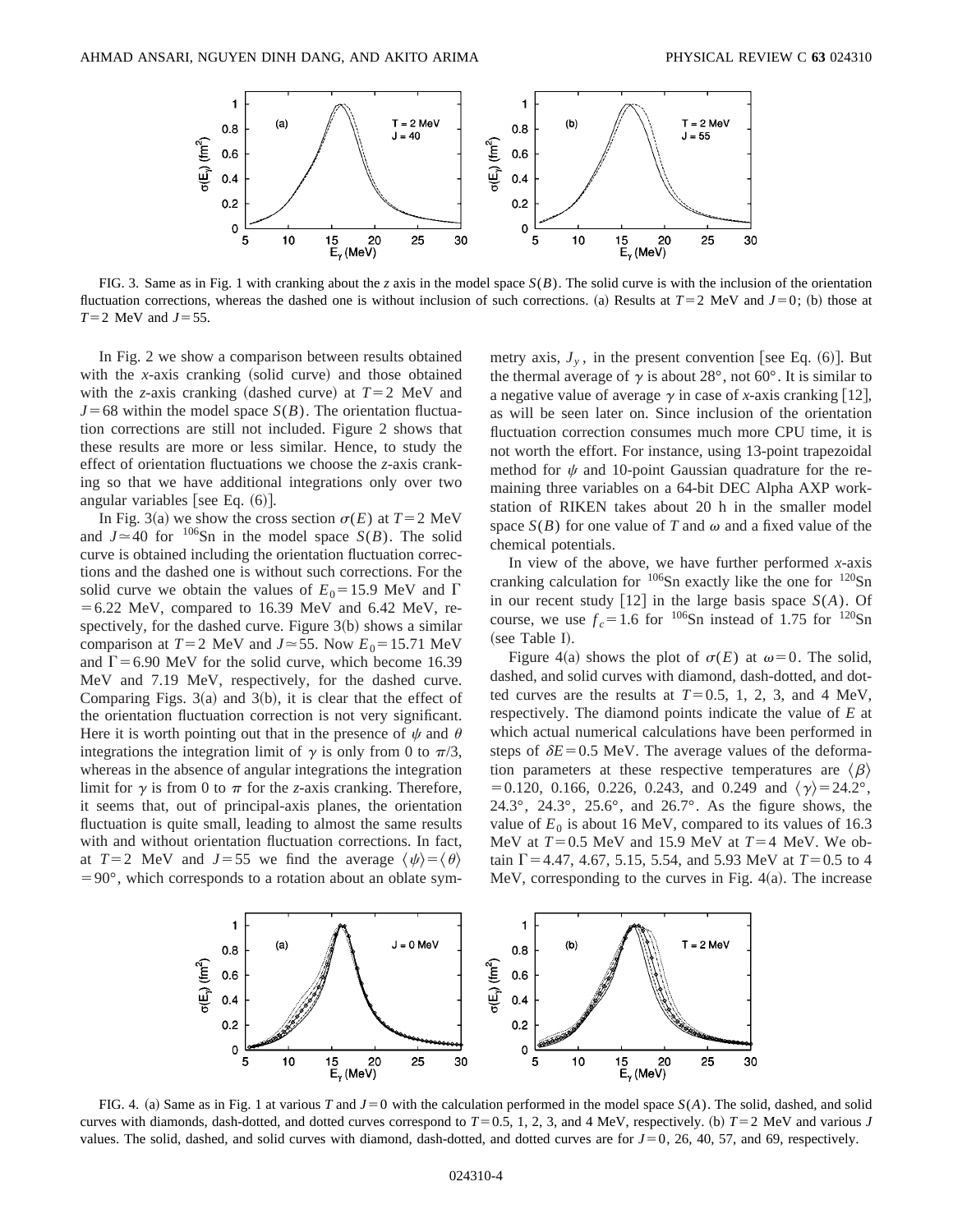FIG. 3. Same as in Fig. 1 with cranking about the $z$ axis in the model space $S(B)$. The solid curve is with the inclusion of the orientation fluctuation corrections, whereas the dashed one is without inclusion of such corrections. (a) Results at $T=2$ MeV and $J=0$; (b) those at $T=2$ MeV and $J=55$.

In Fig. 2 we show a comparison between results obtained with the $x$-axis cranking (solid curve) and those obtained with the $z$-axis cranking (dashed curve) at $T=2$ MeV and $J=68$ within the model space $S(B)$. The orientation fluctuation corrections are still not included. Figure 2 shows that these results are more or less similar. Hence, to study the effect of orientation fluctuations we choose the $z$-axis cranking so that we have additional integrations only over two angular variables [see Eq. (6)].

In Fig. 3(a) we show the cross section $\sigma(E)$ at $T=2$ MeV and $J\simeq 40$ for $^{106}$Sn in the model space $S(B)$. The solid curve is obtained including the orientation fluctuation corrections and the dashed one is without such corrections. For the solid curve we obtain the values of $E_0=15.9$ MeV and $\Gamma=6.22$ MeV, compared to 16.39 MeV and 6.42 MeV, respectively, for the dashed curve. Figure 3(b) shows a similar comparison at $T=2$ MeV and $J\simeq 55$. Now $E_0=15.71$ MeV and $\Gamma=6.90$ MeV for the solid curve, which become 16.39 MeV and 7.19 MeV, respectively, for the dashed curve. Comparing Figs. 3(a) and 3(b), it is clear that the effect of the orientation fluctuation correction is not very significant. Here it is worth pointing out that in the presence of $\psi$ and $\theta$ integrations the integration limit of $\gamma$ is only from 0 to $\pi/3$, whereas in the absence of angular integrations the integration limit for $\gamma$ is from 0 to $\pi$ for the $z$-axis cranking. Therefore, it seems that, out of principal-axis planes, the orientation fluctuation is quite small, leading to almost the same results with and without orientation fluctuation corrections. In fact, at $T=2$ MeV and $J=55$ we find the average $\langle\psi\rangle=\langle\theta\rangle=90°$, which corresponds to a rotation about an oblate symmetry axis, $J_y$, in the present convention [see Eq. (6)]. But the thermal average of $\gamma$ is about 28°, not 60°. It is similar to a negative value of average $\gamma$ in case of $x$-axis cranking [12], as will be seen later on. Since inclusion of the orientation fluctuation correction consumes much more CPU time, it is not worth the effort. For instance, using 13-point trapezoidal method for $\psi$ and 10-point Gaussian quadrature for the remaining three variables on a 64-bit DEC Alpha AXP workstation of RIKEN takes about 20 h in the smaller model space $S(B)$ for one value of $T$ and $\omega$ and a fixed value of the chemical potentials.

In view of the above, we have further performed $x$-axis cranking calculation for $^{106}$Sn exactly like the one for $^{120}$Sn in our recent study [12] in the large basis space $S(A)$. Of course, we use $f_c=1.6$ for $^{106}$Sn instead of 1.75 for $^{120}$Sn (see Table I).

Figure 4(a) shows the plot of $\sigma(E)$ at $\omega=0$. The solid, dashed, and solid curves with diamond, dash-dotted, and dotted curves are the results at $T=0.5$, 1, 2, 3, and 4 MeV, respectively. The diamond points indicate the value of $E$ at which actual numerical calculations have been performed in steps of $\delta E=0.5$ MeV. The average values of the deformation parameters at these respective temperatures are $\langle\beta\rangle=0.120$, 0.166, 0.226, 0.243, and 0.249 and $\langle\gamma\rangle=24.2°$, 24.3°, 24.3°, 25.6°, and 26.7°. As the figure shows, the value of $E_0$ is about 16 MeV, compared to its values of 16.3 MeV at $T=0.5$ MeV and 15.9 MeV at $T=4$ MeV. We obtain $\Gamma=4.47$, 4.67, 5.15, 5.54, and 5.93 MeV at $T=0.5$ to 4 MeV, corresponding to the curves in Fig. 4(a). The increase

FIG. 4. (a) Same as in Fig. 1 at various $T$ and $J=0$ with the calculation performed in the model space $S(A)$. The solid, dashed, and solid curves with diamonds, dash-dotted, and dotted curves correspond to $T=0.5$, 1, 2, 3, and 4 MeV, respectively. (b) $T=2$ MeV and various $J$ values. The solid, dashed, and solid curves with diamond, dash-dotted, and dotted curves are for $J=0$, 26, 40, 57, and 69, respectively.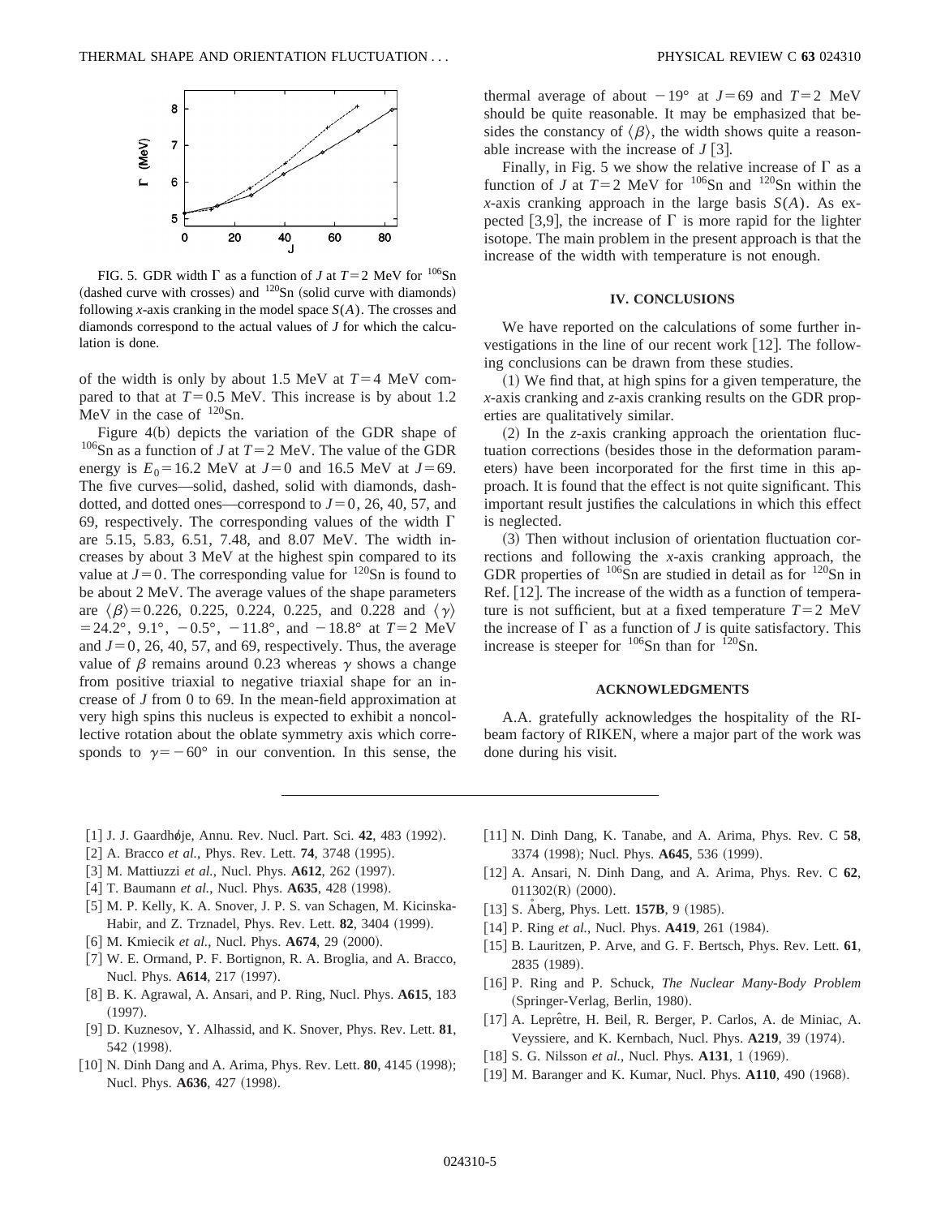8
7
6
5
Γ (MeV)
0
20
40
60
80
J

FIG. 5. GDR width Γ as a function of $J$ at $T=2$ MeV for $^{106}$Sn (dashed curve with crosses) and $^{120}$Sn (solid curve with diamonds) following $x$-axis cranking in the model space $S(A)$. The crosses and diamonds correspond to the actual values of $J$ for which the calculation is done.

of the width is only by about 1.5 MeV at $T=4$ MeV compared to that at $T=0.5$ MeV. This increase is by about 1.2 MeV in the case of $^{120}$Sn.

Figure 4(b) depicts the variation of the GDR shape of $^{106}$Sn as a function of $J$ at $T=2$ MeV. The value of the GDR energy is $E_0=16.2$ MeV at $J=0$ and 16.5 MeV at $J=69$. The five curves—solid, dashed, solid with diamonds, dash-dotted, and dotted ones—correspond to $J=0$, 26, 40, 57, and 69, respectively. The corresponding values of the width Γ are 5.15, 5.83, 6.51, 7.48, and 8.07 MeV. The width increases by about 3 MeV at the highest spin compared to its value at $J=0$. The corresponding value for $^{120}$Sn is found to be about 2 MeV. The average values of the shape parameters are $\langle\beta\rangle=0.226$, 0.225, 0.224, 0.225, and 0.228 and $\langle\gamma\rangle=24.2°$, 9.1°, −0.5°, −11.8°, and −18.8° at $T=2$ MeV and $J=0$, 26, 40, 57, and 69, respectively. Thus, the average value of $\beta$ remains around 0.23 whereas $\gamma$ shows a change from positive triaxial to negative triaxial shape for an increase of $J$ from 0 to 69. In the mean-field approximation at very high spins this nucleus is expected to exhibit a noncollective rotation about the oblate symmetry axis which corresponds to $\gamma=-60°$ in our convention. In this sense, the thermal average of about −19° at $J=69$ and $T=2$ MeV should be quite reasonable. It may be emphasized that besides the constancy of $\langle\beta\rangle$, the width shows quite a reasonable increase with the increase of $J$ [3].

Finally, in Fig. 5 we show the relative increase of Γ as a function of $J$ at $T=2$ MeV for $^{106}$Sn and $^{120}$Sn within the $x$-axis cranking approach in the large basis $S(A)$. As expected [3,9], the increase of Γ is more rapid for the lighter isotope. The main problem in the present approach is that the increase of the width with temperature is not enough.

## IV. CONCLUSIONS

We have reported on the calculations of some further investigations in the line of our recent work [12]. The following conclusions can be drawn from these studies.

(1) We find that, at high spins for a given temperature, the $x$-axis cranking and $z$-axis cranking results on the GDR properties are qualitatively similar.

(2) In the $z$-axis cranking approach the orientation fluctuation corrections (besides those in the deformation parameters) have been incorporated for the first time in this approach. It is found that the effect is not quite significant. This important result justifies the calculations in which this effect is neglected.

(3) Then without inclusion of orientation fluctuation corrections and following the $x$-axis cranking approach, the GDR properties of $^{106}$Sn are studied in detail as for $^{120}$Sn in Ref. [12]. The increase of the width as a function of temperature is not sufficient, but at a fixed temperature $T=2$ MeV the increase of Γ as a function of $J$ is quite satisfactory. This increase is steeper for $^{106}$Sn than for $^{120}$Sn.

## ACKNOWLEDGMENTS

A.A. gratefully acknowledges the hospitality of the RI-beam factory of RIKEN, where a major part of the work was done during his visit.

---

[1] J. J. Gaardhøje, Annu. Rev. Nucl. Part. Sci. **42**, 483 (1992).
[2] A. Bracco *et al.*, Phys. Rev. Lett. **74**, 3748 (1995).
[3] M. Mattiuzzi *et al.*, Nucl. Phys. **A612**, 262 (1997).
[4] T. Baumann *et al.*, Nucl. Phys. **A635**, 428 (1998).
[5] M. P. Kelly, K. A. Snover, J. P. S. van Schagen, M. Kicinska-Habir, and Z. Trznadel, Phys. Rev. Lett. **82**, 3404 (1999).
[6] M. Kmiecik *et al.*, Nucl. Phys. **A674**, 29 (2000).
[7] W. E. Ormand, P. F. Bortignon, R. A. Broglia, and A. Bracco, Nucl. Phys. **A614**, 217 (1997).
[8] B. K. Agrawal, A. Ansari, and P. Ring, Nucl. Phys. **A615**, 183 (1997).
[9] D. Kuznesov, Y. Alhassid, and K. Snover, Phys. Rev. Lett. **81**, 542 (1998).
[10] N. Dinh Dang and A. Arima, Phys. Rev. Lett. **80**, 4145 (1998); Nucl. Phys. **A636**, 427 (1998).
[11] N. Dinh Dang, K. Tanabe, and A. Arima, Phys. Rev. C **58**, 3374 (1998); Nucl. Phys. **A645**, 536 (1999).
[12] A. Ansari, N. Dinh Dang, and A. Arima, Phys. Rev. C **62**, 011302(R) (2000).
[13] S. Åberg, Phys. Lett. **157B**, 9 (1985).
[14] P. Ring *et al.*, Nucl. Phys. **A419**, 261 (1984).
[15] B. Lauritzen, P. Arve, and G. F. Bertsch, Phys. Rev. Lett. **61**, 2835 (1989).
[16] P. Ring and P. Schuck, *The Nuclear Many-Body Problem* (Springer-Verlag, Berlin, 1980).
[17] A. Leprêtre, H. Beil, R. Berger, P. Carlos, A. de Miniac, A. Veyssiere, and K. Kernbach, Nucl. Phys. **A219**, 39 (1974).
[18] S. G. Nilsson *et al.*, Nucl. Phys. **A131**, 1 (1969).
[19] M. Baranger and K. Kumar, Nucl. Phys. **A110**, 490 (1968).